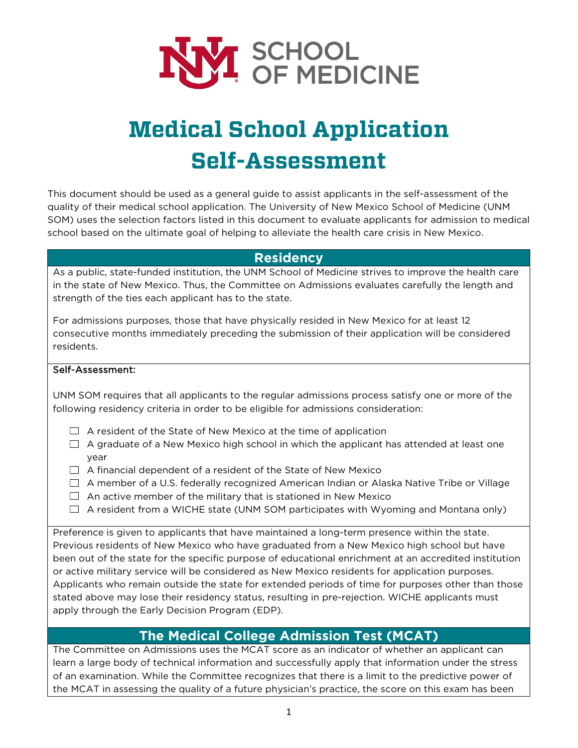# Medical School Application Self-Assessment

This document should be used as a general guide to assist applicants in the self-assessment of the quality of their medical school application. The University of New Mexico School of Medicine (UNM SOM) uses the selection factors listed in this document to evaluate applicants for admission to medical school based on the ultimate goal of helping to alleviate the health care crisis in New Mexico.

## Residency

As a public, state-funded institution, the UNM School of Medicine strives to improve the health care in the state of New Mexico. Thus, the Committee on Admissions evaluates carefully the length and strength of the ties each applicant has to the state.

For admissions purposes, those that have physically resided in New Mexico for at least 12 consecutive months immediately preceding the submission of their application will be considered residents.

### Self-Assessment:

UNM SOM requires that all applicants to the regular admissions process satisfy one or more of the following residency criteria in order to be eligible for admissions consideration:

- ☐ A resident of the State of New Mexico at the time of application
- ☐ A graduate of a New Mexico high school in which the applicant has attended at least one year
- ☐ A financial dependent of a resident of the State of New Mexico
- ☐ A member of a U.S. federally recognized American Indian or Alaska Native Tribe or Village
- ☐ An active member of the military that is stationed in New Mexico
- ☐ A resident from a WICHE state (UNM SOM participates with Wyoming and Montana only)

Preference is given to applicants that have maintained a long-term presence within the state. Previous residents of New Mexico who have graduated from a New Mexico high school but have been out of the state for the specific purpose of educational enrichment at an accredited institution or active military service will be considered as New Mexico residents for application purposes. Applicants who remain outside the state for extended periods of time for purposes other than those stated above may lose their residency status, resulting in pre-rejection. WICHE applicants must apply through the Early Decision Program (EDP).

## The Medical College Admission Test (MCAT)

The Committee on Admissions uses the MCAT score as an indicator of whether an applicant can learn a large body of technical information and successfully apply that information under the stress of an examination. While the Committee recognizes that there is a limit to the predictive power of the MCAT in assessing the quality of a future physician's practice, the score on this exam has been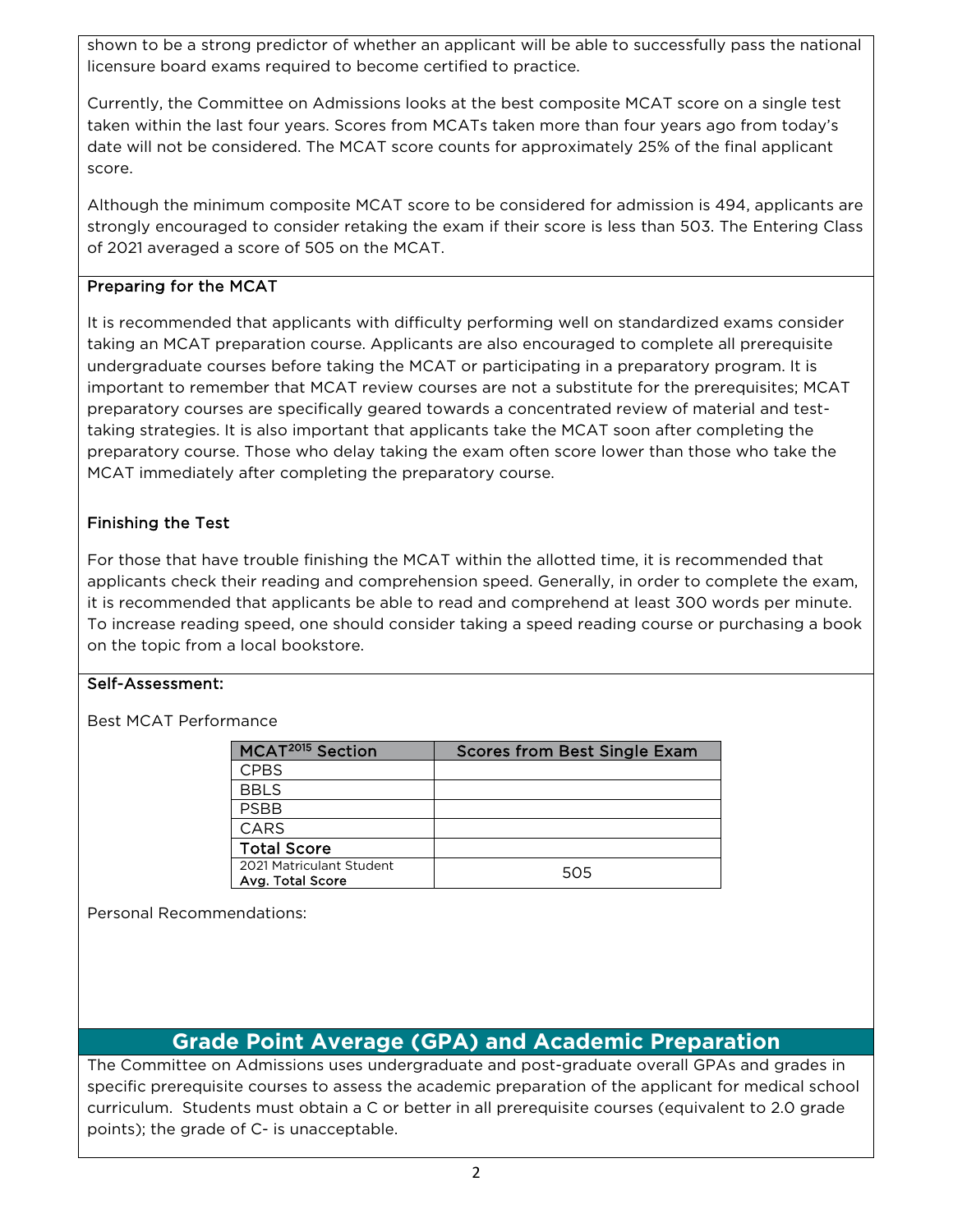shown to be a strong predictor of whether an applicant will be able to successfully pass the national licensure board exams required to become certified to practice.

Currently, the Committee on Admissions looks at the best composite MCAT score on a single test taken within the last four years. Scores from MCATs taken more than four years ago from today's date will not be considered. The MCAT score counts for approximately 25% of the final applicant score.

Although the minimum composite MCAT score to be considered for admission is 494, applicants are strongly encouraged to consider retaking the exam if their score is less than 503. The Entering Class of 2021 averaged a score of 505 on the MCAT.

### Preparing for the MCAT

It is recommended that applicants with difficulty performing well on standardized exams consider taking an MCAT preparation course. Applicants are also encouraged to complete all prerequisite undergraduate courses before taking the MCAT or participating in a preparatory program. It is important to remember that MCAT review courses are not a substitute for the prerequisites; MCAT preparatory courses are specifically geared towards a concentrated review of material and test-taking strategies. It is also important that applicants take the MCAT soon after completing the preparatory course. Those who delay taking the exam often score lower than those who take the MCAT immediately after completing the preparatory course.

### Finishing the Test

For those that have trouble finishing the MCAT within the allotted time, it is recommended that applicants check their reading and comprehension speed. Generally, in order to complete the exam, it is recommended that applicants be able to read and comprehend at least 300 words per minute. To increase reading speed, one should consider taking a speed reading course or purchasing a book on the topic from a local bookstore.

### Self-Assessment:

Best MCAT Performance

| MCAT[2015] Section | Scores from Best Single Exam |
|---|---|
| CPBS | |
| BBLS | |
| PSBB | |
| CARS | |
| **Total Score** | |
| 2021 Matriculant Student **Avg. Total Score** | 505 |

Personal Recommendations:

## Grade Point Average (GPA) and Academic Preparation

The Committee on Admissions uses undergraduate and post-graduate overall GPAs and grades in specific prerequisite courses to assess the academic preparation of the applicant for medical school curriculum. Students must obtain a C or better in all prerequisite courses (equivalent to 2.0 grade points); the grade of C- is unacceptable.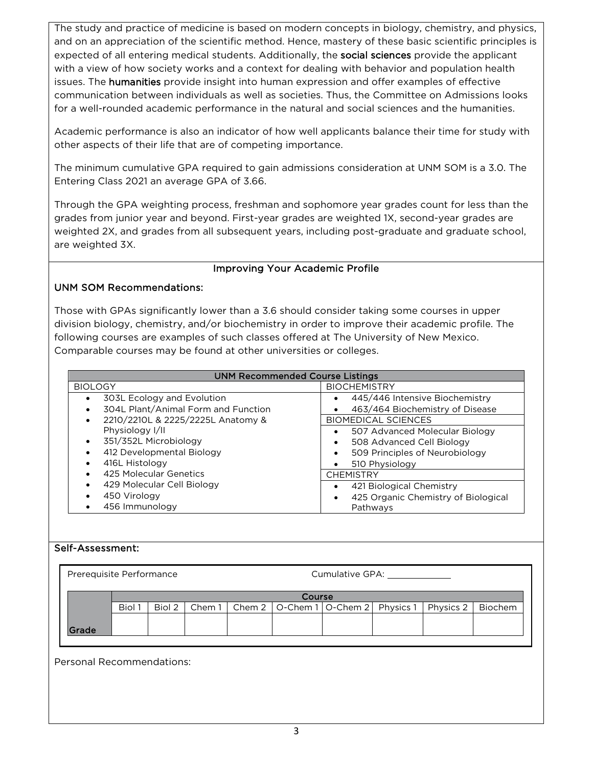The study and practice of medicine is based on modern concepts in biology, chemistry, and physics, and on an appreciation of the scientific method. Hence, mastery of these basic scientific principles is expected of all entering medical students. Additionally, the **social sciences** provide the applicant with a view of how society works and a context for dealing with behavior and population health issues. The **humanities** provide insight into human expression and offer examples of effective communication between individuals as well as societies. Thus, the Committee on Admissions looks for a well-rounded academic performance in the natural and social sciences and the humanities.

Academic performance is also an indicator of how well applicants balance their time for study with other aspects of their life that are of competing importance.

The minimum cumulative GPA required to gain admissions consideration at UNM SOM is a 3.0. The Entering Class 2021 an average GPA of 3.66.

Through the GPA weighting process, freshman and sophomore year grades count for less than the grades from junior year and beyond. First-year grades are weighted 1X, second-year grades are weighted 2X, and grades from all subsequent years, including post-graduate and graduate school, are weighted 3X.

## Improving Your Academic Profile

### UNM SOM Recommendations:

Those with GPAs significantly lower than a 3.6 should consider taking some courses in upper division biology, chemistry, and/or biochemistry in order to improve their academic profile. The following courses are examples of such classes offered at The University of New Mexico. Comparable courses may be found at other universities or colleges.

**UNM Recommended Course Listings**

| BIOLOGY | BIOCHEMISTRY / BIOMEDICAL SCIENCES / CHEMISTRY |
| --- | --- |
| • 303L Ecology and Evolution<br>• 304L Plant/Animal Form and Function<br>• 2210/2210L & 2225/2225L Anatomy & Physiology I/II<br>• 351/352L Microbiology<br>• 412 Developmental Biology<br>• 416L Histology<br>• 425 Molecular Genetics<br>• 429 Molecular Cell Biology<br>• 450 Virology<br>• 456 Immunology | **BIOCHEMISTRY**<br>• 445/446 Intensive Biochemistry<br>• 463/464 Biochemistry of Disease<br>**BIOMEDICAL SCIENCES**<br>• 507 Advanced Molecular Biology<br>• 508 Advanced Cell Biology<br>• 509 Principles of Neurobiology<br>• 510 Physiology<br>**CHEMISTRY**<br>• 421 Biological Chemistry<br>• 425 Organic Chemistry of Biological Pathways |

### Self-Assessment:

Prerequisite Performance

Cumulative GPA: ____________

| | Course | | | | | | | | |
| --- | --- | --- | --- | --- | --- | --- | --- | --- | --- |
| | Biol 1 | Biol 2 | Chem 1 | Chem 2 | O-Chem 1 | O-Chem 2 | Physics 1 | Physics 2 | Biochem |
| Grade | | | | | | | | | |

Personal Recommendations: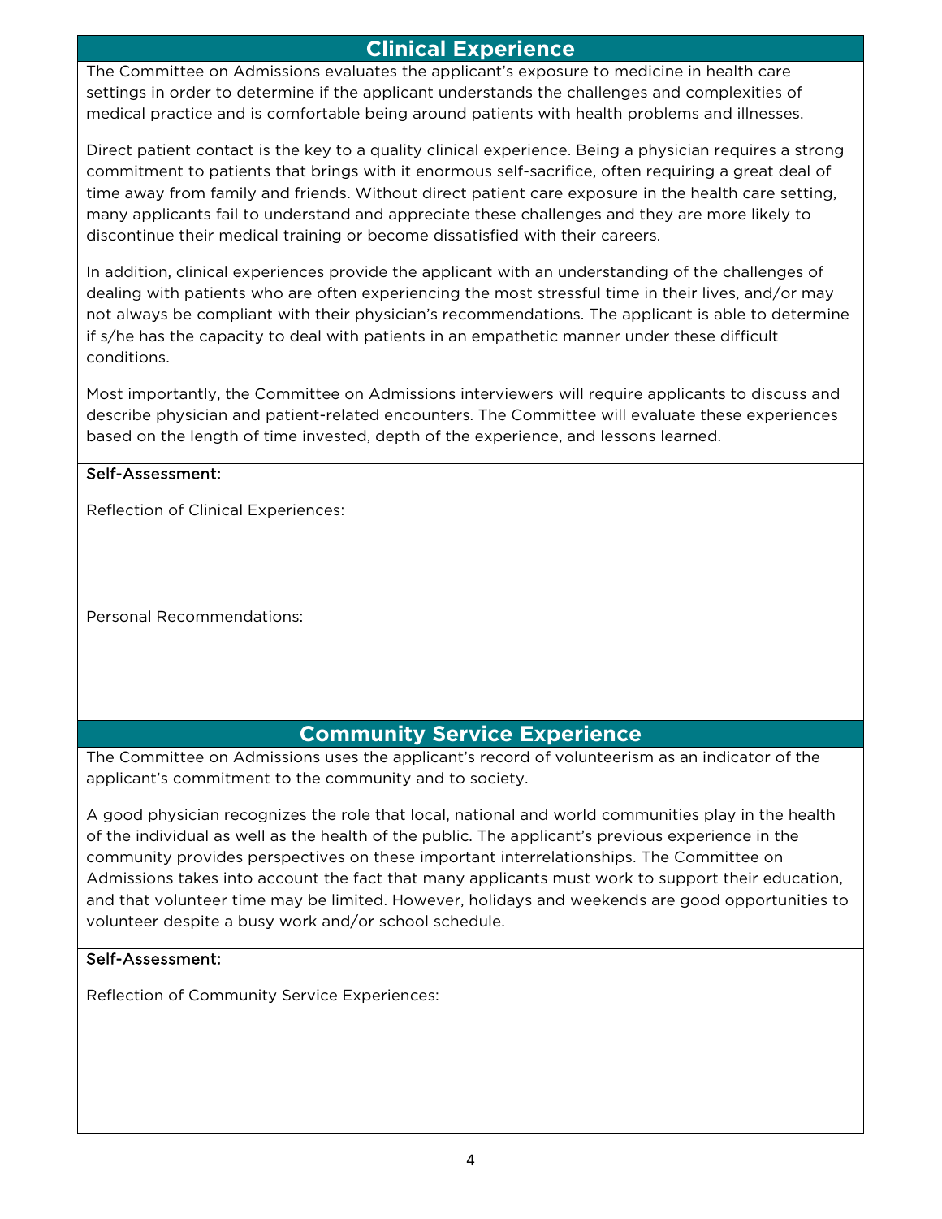## Clinical Experience

The Committee on Admissions evaluates the applicant's exposure to medicine in health care settings in order to determine if the applicant understands the challenges and complexities of medical practice and is comfortable being around patients with health problems and illnesses.

Direct patient contact is the key to a quality clinical experience. Being a physician requires a strong commitment to patients that brings with it enormous self-sacrifice, often requiring a great deal of time away from family and friends. Without direct patient care exposure in the health care setting, many applicants fail to understand and appreciate these challenges and they are more likely to discontinue their medical training or become dissatisfied with their careers.

In addition, clinical experiences provide the applicant with an understanding of the challenges of dealing with patients who are often experiencing the most stressful time in their lives, and/or may not always be compliant with their physician's recommendations. The applicant is able to determine if s/he has the capacity to deal with patients in an empathetic manner under these difficult conditions.

Most importantly, the Committee on Admissions interviewers will require applicants to discuss and describe physician and patient-related encounters. The Committee will evaluate these experiences based on the length of time invested, depth of the experience, and lessons learned.

Self-Assessment:

Reflection of Clinical Experiences:

Personal Recommendations:

## Community Service Experience

The Committee on Admissions uses the applicant's record of volunteerism as an indicator of the applicant's commitment to the community and to society.

A good physician recognizes the role that local, national and world communities play in the health of the individual as well as the health of the public. The applicant's previous experience in the community provides perspectives on these important interrelationships. The Committee on Admissions takes into account the fact that many applicants must work to support their education, and that volunteer time may be limited. However, holidays and weekends are good opportunities to volunteer despite a busy work and/or school schedule.

Self-Assessment:

Reflection of Community Service Experiences: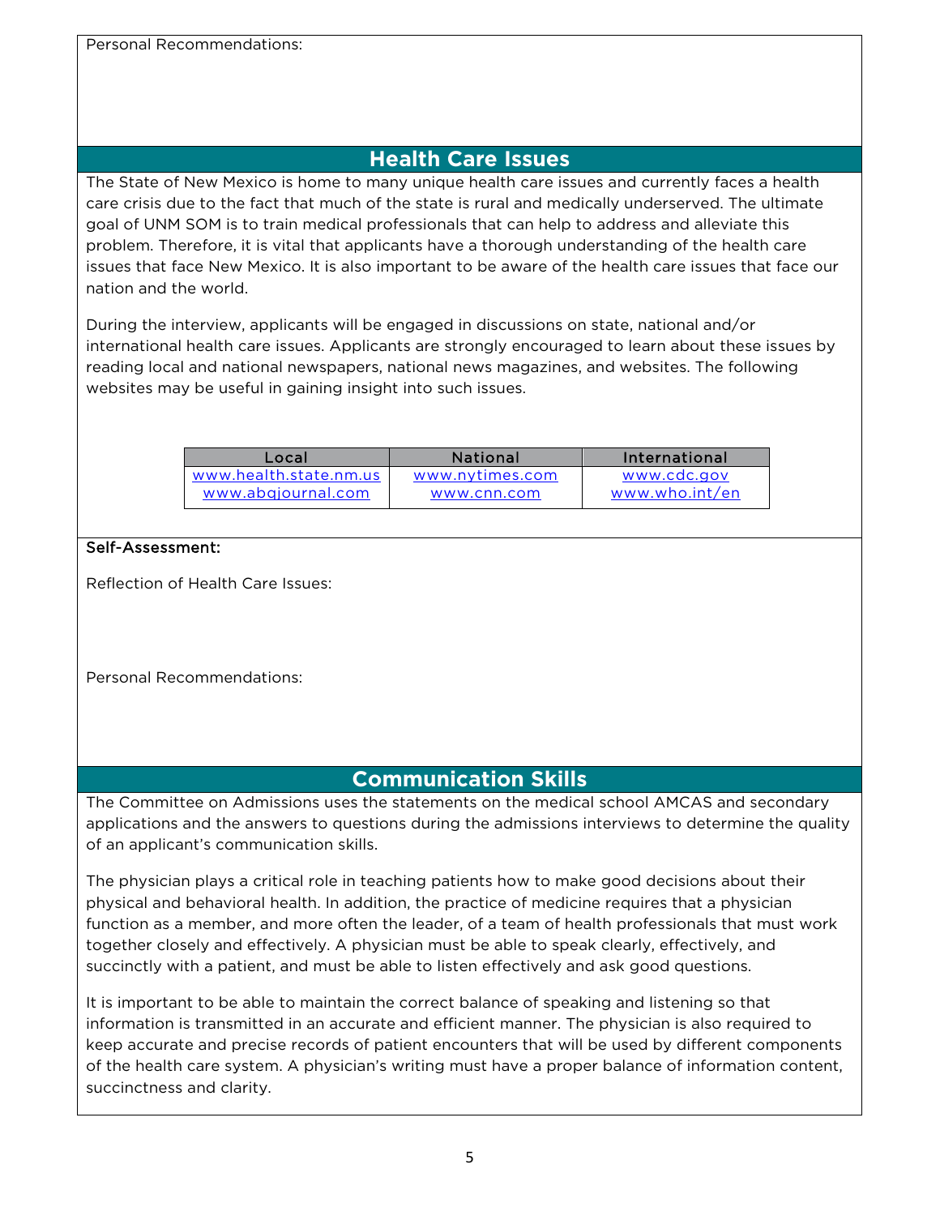Personal Recommendations:

## Health Care Issues

The State of New Mexico is home to many unique health care issues and currently faces a health care crisis due to the fact that much of the state is rural and medically underserved. The ultimate goal of UNM SOM is to train medical professionals that can help to address and alleviate this problem. Therefore, it is vital that applicants have a thorough understanding of the health care issues that face New Mexico. It is also important to be aware of the health care issues that face our nation and the world.

During the interview, applicants will be engaged in discussions on state, national and/or international health care issues. Applicants are strongly encouraged to learn about these issues by reading local and national newspapers, national news magazines, and websites. The following websites may be useful in gaining insight into such issues.

| Local | National | International |
|---|---|---|
| www.health.state.nm.us | www.nytimes.com | www.cdc.gov |
| www.abqjournal.com | www.cnn.com | www.who.int/en |

Self-Assessment:

Reflection of Health Care Issues:

Personal Recommendations:

## Communication Skills

The Committee on Admissions uses the statements on the medical school AMCAS and secondary applications and the answers to questions during the admissions interviews to determine the quality of an applicant's communication skills.

The physician plays a critical role in teaching patients how to make good decisions about their physical and behavioral health. In addition, the practice of medicine requires that a physician function as a member, and more often the leader, of a team of health professionals that must work together closely and effectively. A physician must be able to speak clearly, effectively, and succinctly with a patient, and must be able to listen effectively and ask good questions.

It is important to be able to maintain the correct balance of speaking and listening so that information is transmitted in an accurate and efficient manner. The physician is also required to keep accurate and precise records of patient encounters that will be used by different components of the health care system. A physician's writing must have a proper balance of information content, succinctness and clarity.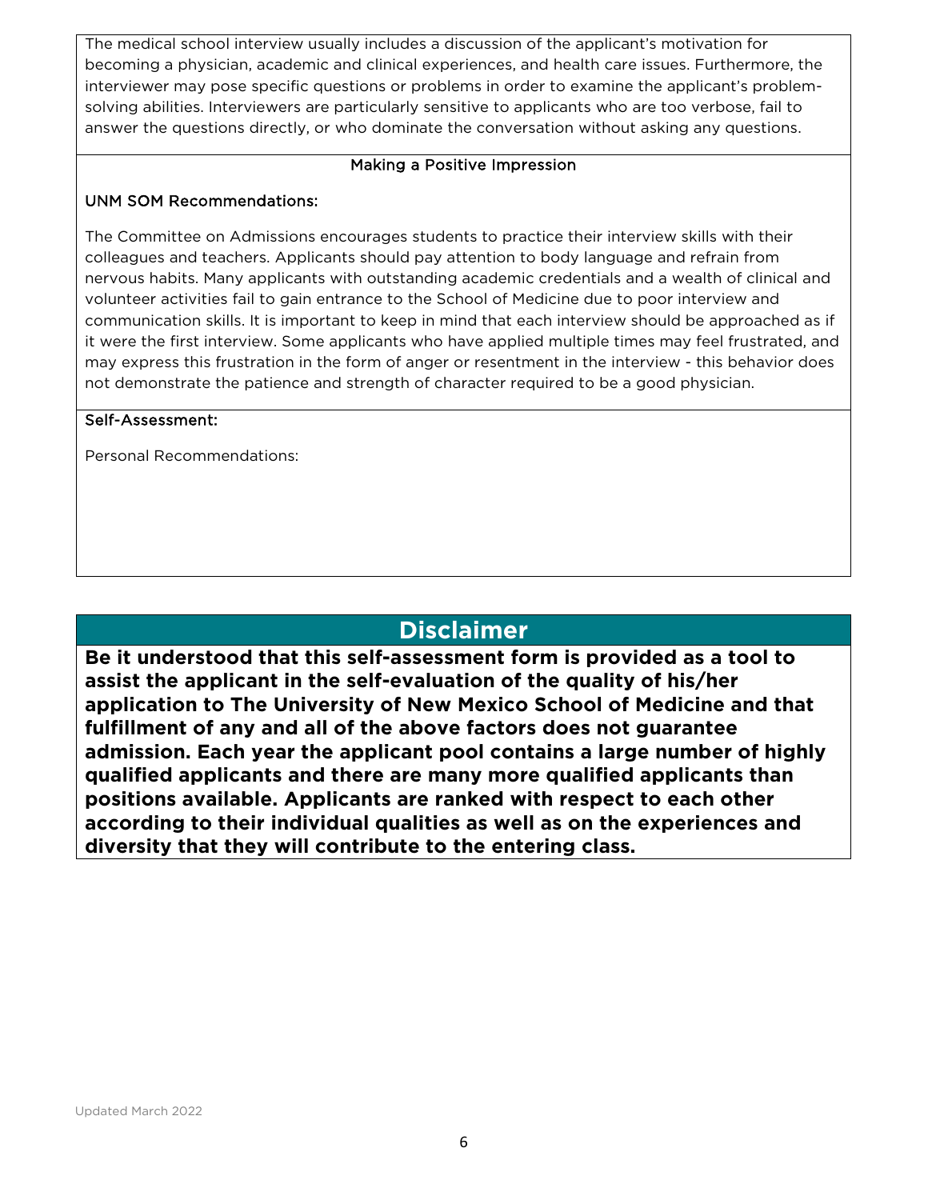The medical school interview usually includes a discussion of the applicant's motivation for becoming a physician, academic and clinical experiences, and health care issues. Furthermore, the interviewer may pose specific questions or problems in order to examine the applicant's problem-solving abilities. Interviewers are particularly sensitive to applicants who are too verbose, fail to answer the questions directly, or who dominate the conversation without asking any questions.

### Making a Positive Impression

**UNM SOM Recommendations:**

The Committee on Admissions encourages students to practice their interview skills with their colleagues and teachers. Applicants should pay attention to body language and refrain from nervous habits. Many applicants with outstanding academic credentials and a wealth of clinical and volunteer activities fail to gain entrance to the School of Medicine due to poor interview and communication skills. It is important to keep in mind that each interview should be approached as if it were the first interview. Some applicants who have applied multiple times may feel frustrated, and may express this frustration in the form of anger or resentment in the interview - this behavior does not demonstrate the patience and strength of character required to be a good physician.

**Self-Assessment:**

Personal Recommendations:

## Disclaimer

**Be it understood that this self-assessment form is provided as a tool to assist the applicant in the self-evaluation of the quality of his/her application to The University of New Mexico School of Medicine and that fulfillment of any and all of the above factors does not guarantee admission. Each year the applicant pool contains a large number of highly qualified applicants and there are many more qualified applicants than positions available. Applicants are ranked with respect to each other according to their individual qualities as well as on the experiences and diversity that they will contribute to the entering class.**

Updated March 2022